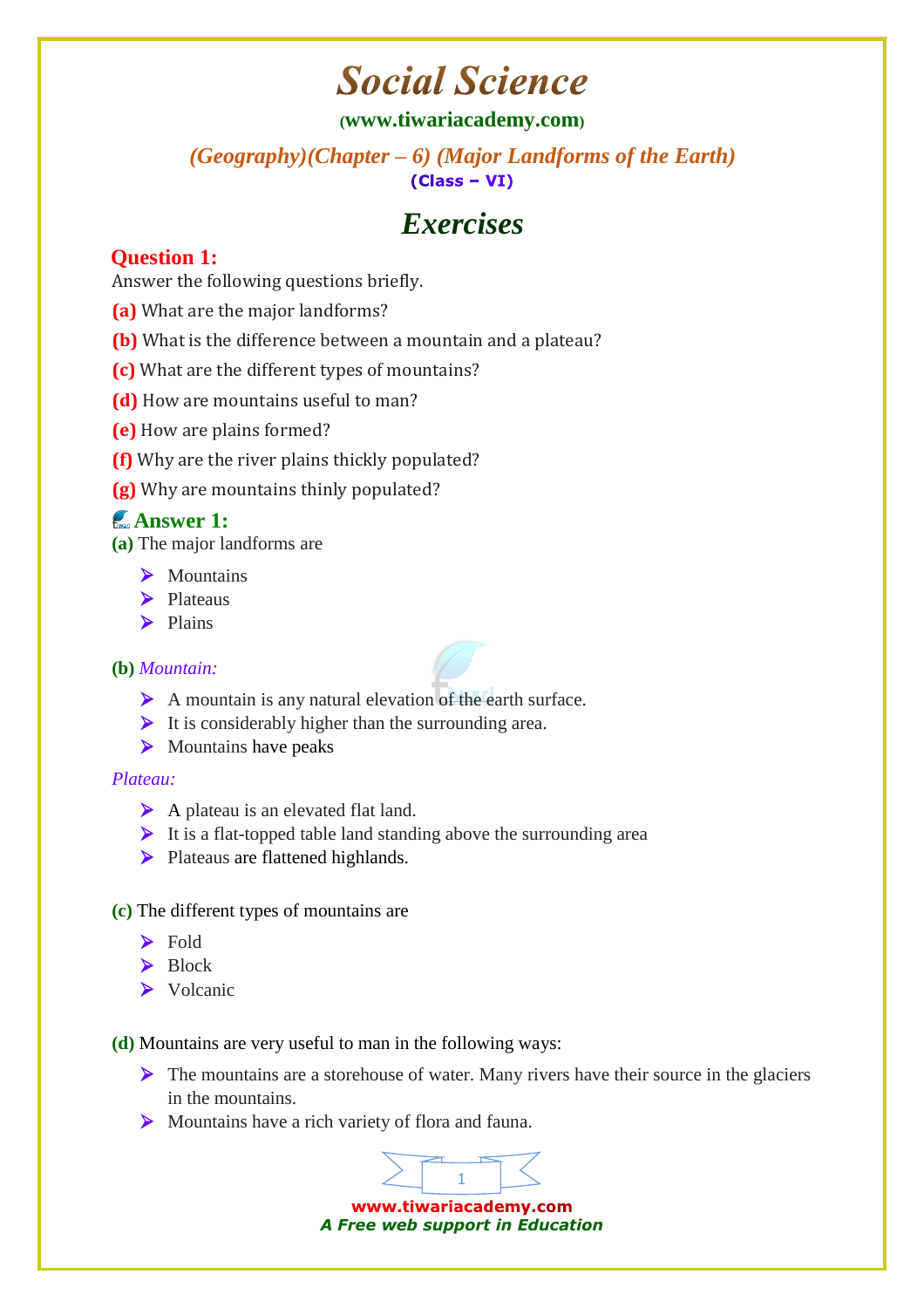# Social Science

(www.tiwariacademy.com)

## (Geography)(Chapter – 6) (Major Landforms of the Earth)

**(Class – VI)**

## Exercises

### Question 1:

Answer the following questions briefly.

**(a)** What are the major landforms?

**(b)** What is the difference between a mountain and a plateau?

**(c)** What are the different types of mountains?

**(d)** How are mountains useful to man?

**(e)** How are plains formed?

**(f)** Why are the river plains thickly populated?

**(g)** Why are mountains thinly populated?

### Answer 1:

**(a)** The major landforms are

- Mountains
- Plateaus
- Plains

**(b)** *Mountain:*

- A mountain is any natural elevation of the earth surface.
- It is considerably higher than the surrounding area.
- Mountains have peaks

*Plateau:*

- A plateau is an elevated flat land.
- It is a flat-topped table land standing above the surrounding area
- Plateaus are flattened highlands.

**(c)** The different types of mountains are

- Fold
- Block
- Volcanic

**(d)** Mountains are very useful to man in the following ways:

- The mountains are a storehouse of water. Many rivers have their source in the glaciers in the mountains.
- Mountains have a rich variety of flora and fauna.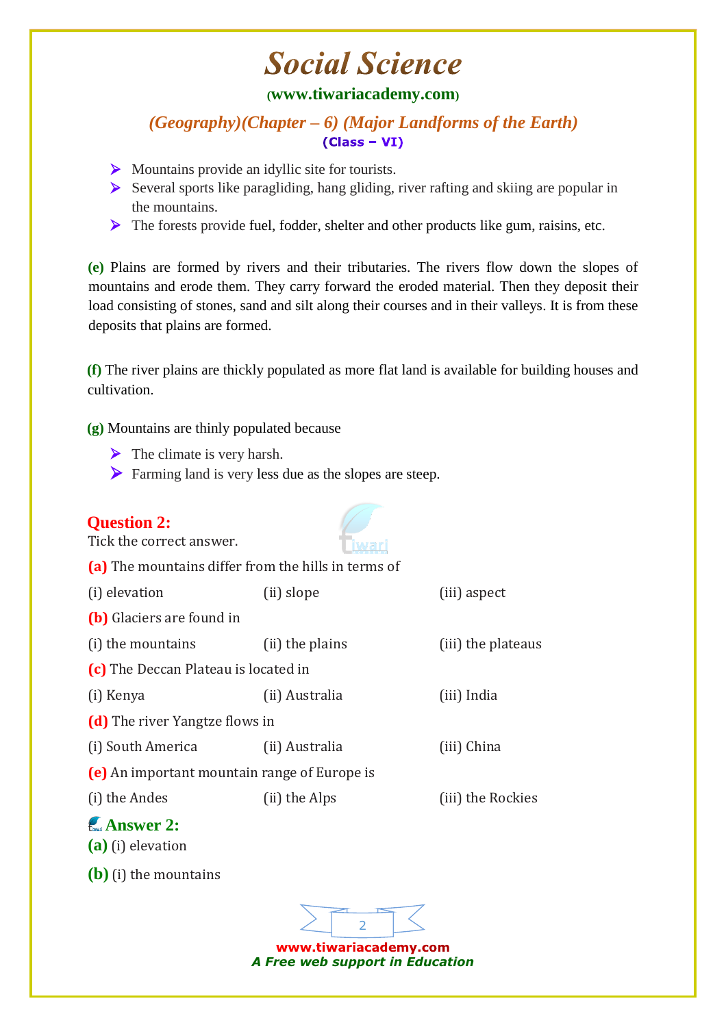- Mountains provide an idyllic site for tourists.
- Several sports like paragliding, hang gliding, river rafting and skiing are popular in the mountains.
- The forests provide fuel, fodder, shelter and other products like gum, raisins, etc.

**(e)** Plains are formed by rivers and their tributaries. The rivers flow down the slopes of mountains and erode them. They carry forward the eroded material. Then they deposit their load consisting of stones, sand and silt along their courses and in their valleys. It is from these deposits that plains are formed.

**(f)** The river plains are thickly populated as more flat land is available for building houses and cultivation.

**(g)** Mountains are thinly populated because

- The climate is very harsh.
- Farming land is very less due as the slopes are steep.

## Question 2:

Tick the correct answer.

**(a)** The mountains differ from the hills in terms of

(i) elevation (ii) slope (iii) aspect

**(b)** Glaciers are found in

(i) the mountains (ii) the plains (iii) the plateaus

**(c)** The Deccan Plateau is located in

(i) Kenya (ii) Australia (iii) India

**(d)** The river Yangtze flows in

(i) South America (ii) Australia (iii) China

**(e)** An important mountain range of Europe is

(i) the Andes (ii) the Alps (iii) the Rockies

## Answer 2:

**(a)** (i) elevation

**(b)** (i) the mountains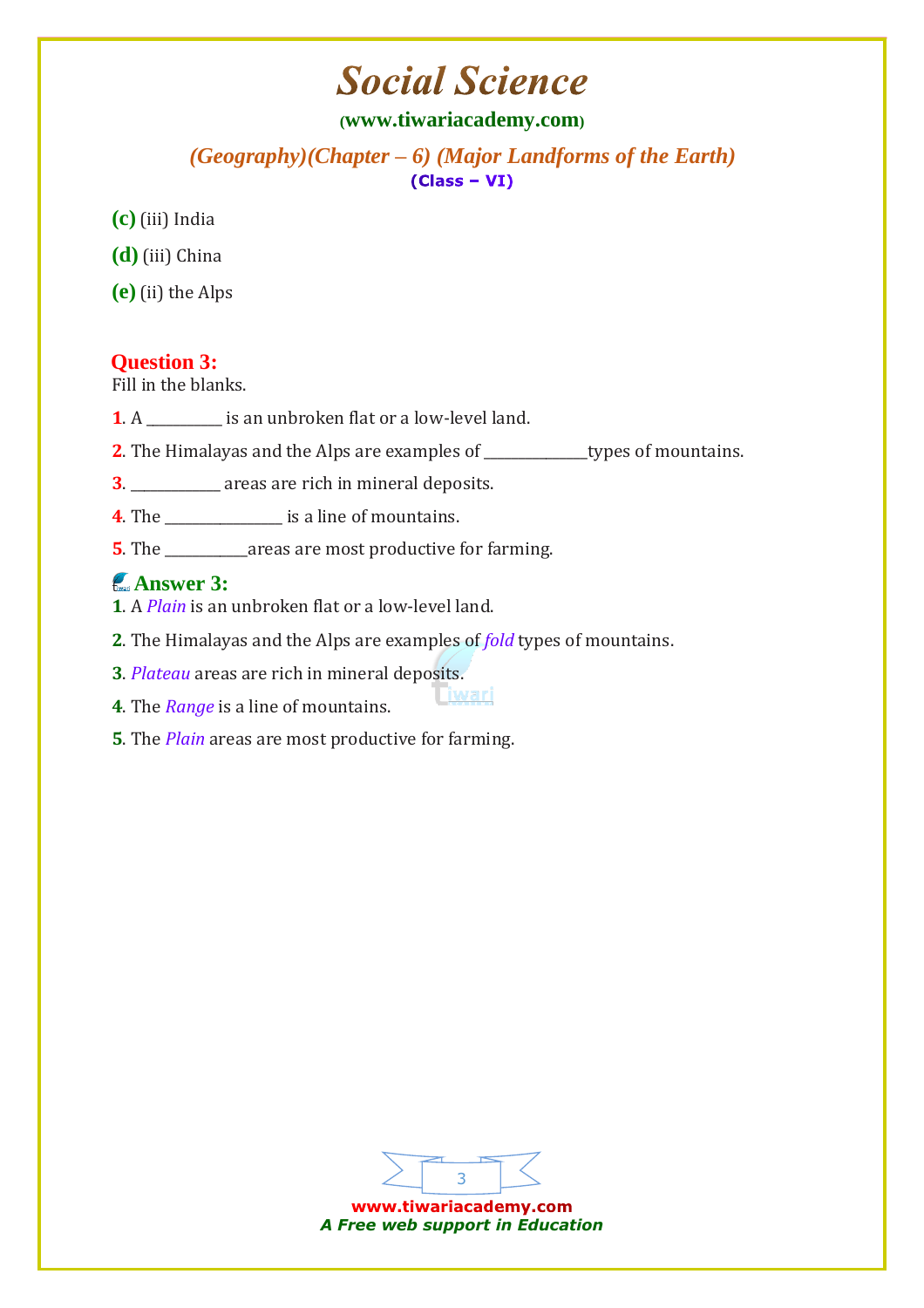**(c)** (iii) India

**(d)** (iii) China

**(e)** (ii) the Alps

## Question 3:

Fill in the blanks.

**1**. A __________ is an unbroken flat or a low-level land.

**2**. The Himalayas and the Alps are examples of ______________types of mountains.

**3**. ____________ areas are rich in mineral deposits.

**4**. The ________________ is a line of mountains.

**5**. The ___________areas are most productive for farming.

## Answer 3:

**1**. A *Plain* is an unbroken flat or a low-level land.

**2**. The Himalayas and the Alps are examples of *fold* types of mountains.

**3**. *Plateau* areas are rich in mineral deposits.

**4**. The *Range* is a line of mountains.

**5**. The *Plain* areas are most productive for farming.